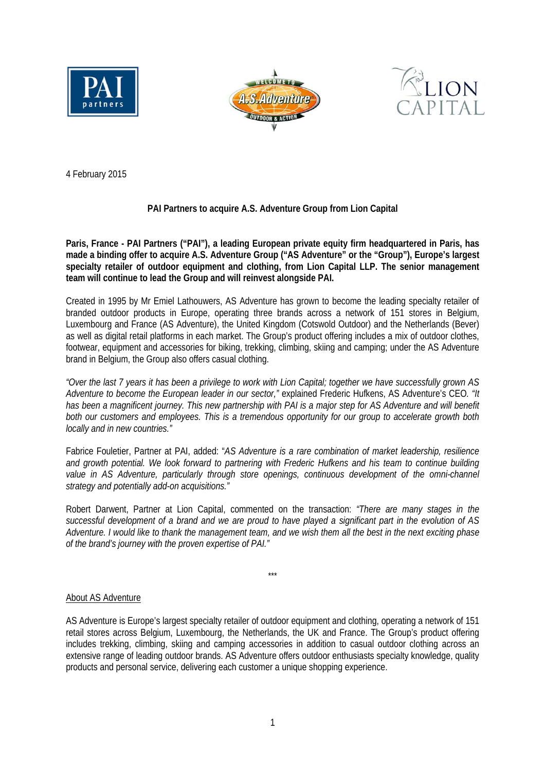4 February 2015

**PAI Partners to acquire A.S. Adventure Group from Lion Capital**

**Paris, France - PAI Partners ("PAI"), a leading European private equity firm headquartered in Paris, has made a binding offer to acquire A.S. Adventure Group ("AS Adventure" or the "Group"), Europe's largest specialty retailer of outdoor equipment and clothing, from Lion Capital LLP. The senior management team will continue to lead the Group and will reinvest alongside PAI.**

Created in 1995 by Mr Emiel Lathouwers, AS Adventure has grown to become the leading specialty retailer of branded outdoor products in Europe, operating three brands across a network of 151 stores in Belgium, Luxembourg and France (AS Adventure), the United Kingdom (Cotswold Outdoor) and the Netherlands (Bever) as well as digital retail platforms in each market. The Group's product offering includes a mix of outdoor clothes, footwear, equipment and accessories for biking, trekking, climbing, skiing and camping; under the AS Adventure brand in Belgium, the Group also offers casual clothing.

*"Over the last 7 years it has been a privilege to work with Lion Capital; together we have successfully grown AS Adventure to become the European leader in our sector,"* explained Frederic Hufkens, AS Adventure's CEO. *"It has been a magnificent journey. This new partnership with PAI is a major step for AS Adventure and will benefit both our customers and employees. This is a tremendous opportunity for our group to accelerate growth both locally and in new countries."*

Fabrice Fouletier, Partner at PAI, added: "*AS Adventure is a rare combination of market leadership, resilience and growth potential. We look forward to partnering with Frederic Hufkens and his team to continue building value in AS Adventure, particularly through store openings, continuous development of the omni-channel strategy and potentially add-on acquisitions."*

Robert Darwent, Partner at Lion Capital, commented on the transaction: *"There are many stages in the successful development of a brand and we are proud to have played a significant part in the evolution of AS Adventure. I would like to thank the management team, and we wish them all the best in the next exciting phase of the brand's journey with the proven expertise of PAI."*

\*\*\*

About AS Adventure

AS Adventure is Europe's largest specialty retailer of outdoor equipment and clothing, operating a network of 151 retail stores across Belgium, Luxembourg, the Netherlands, the UK and France. The Group's product offering includes trekking, climbing, skiing and camping accessories in addition to casual outdoor clothing across an extensive range of leading outdoor brands. AS Adventure offers outdoor enthusiasts specialty knowledge, quality products and personal service, delivering each customer a unique shopping experience.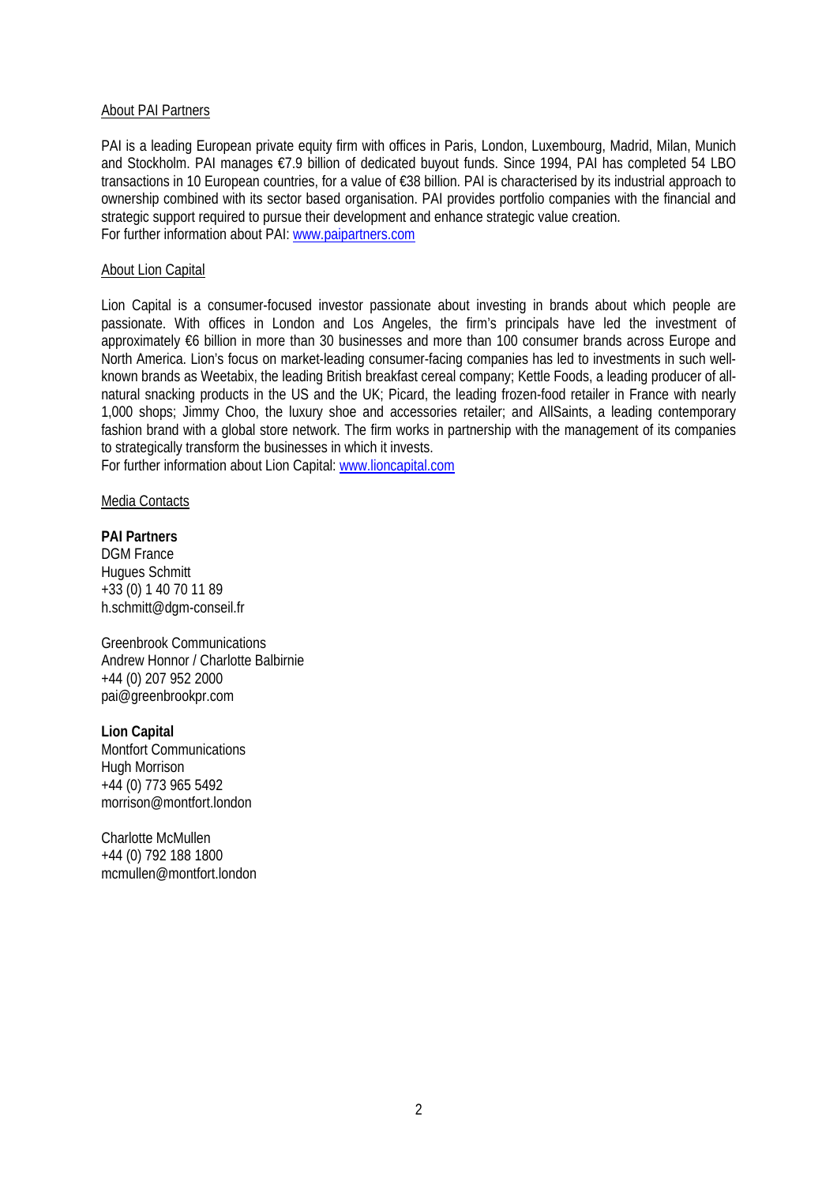About PAI Partners

PAI is a leading European private equity firm with offices in Paris, London, Luxembourg, Madrid, Milan, Munich and Stockholm. PAI manages €7.9 billion of dedicated buyout funds. Since 1994, PAI has completed 54 LBO transactions in 10 European countries, for a value of €38 billion. PAI is characterised by its industrial approach to ownership combined with its sector based organisation. PAI provides portfolio companies with the financial and strategic support required to pursue their development and enhance strategic value creation.
For further information about PAI: [www.paipartners.com](http://www.paipartners.com)

About Lion Capital

Lion Capital is a consumer-focused investor passionate about investing in brands about which people are passionate. With offices in London and Los Angeles, the firm's principals have led the investment of approximately €6 billion in more than 30 businesses and more than 100 consumer brands across Europe and North America. Lion's focus on market-leading consumer-facing companies has led to investments in such well-known brands as Weetabix, the leading British breakfast cereal company; Kettle Foods, a leading producer of all-natural snacking products in the US and the UK; Picard, the leading frozen-food retailer in France with nearly 1,000 shops; Jimmy Choo, the luxury shoe and accessories retailer; and AllSaints, a leading contemporary fashion brand with a global store network. The firm works in partnership with the management of its companies to strategically transform the businesses in which it invests.
For further information about Lion Capital: [www.lioncapital.com](http://www.lioncapital.com)

Media Contacts

**PAI Partners**
DGM France
Hugues Schmitt
+33 (0) 1 40 70 11 89
h.schmitt@dgm-conseil.fr

Greenbrook Communications
Andrew Honnor / Charlotte Balbirnie
+44 (0) 207 952 2000
pai@greenbrookpr.com

**Lion Capital**
Montfort Communications
Hugh Morrison
+44 (0) 773 965 5492
morrison@montfort.london

Charlotte McMullen
+44 (0) 792 188 1800
mcmullen@montfort.london